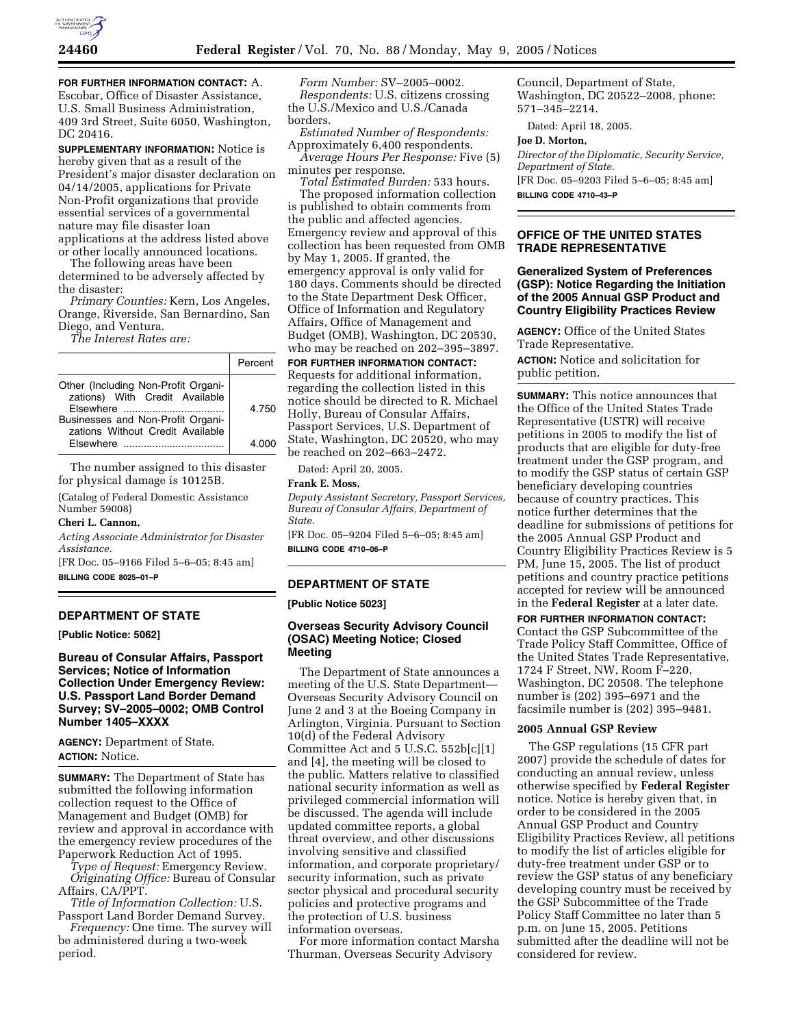**FOR FURTHER INFORMATION CONTACT:** A. Escobar, Office of Disaster Assistance, U.S. Small Business Administration, 409 3rd Street, Suite 6050, Washington, DC 20416.

**SUPPLEMENTARY INFORMATION:** Notice is hereby given that as a result of the President's major disaster declaration on 04/14/2005, applications for Private Non-Profit organizations that provide essential services of a governmental nature may file disaster loan applications at the address listed above or other locally announced locations.

The following areas have been determined to be adversely affected by the disaster:

*Primary Counties:* Kern, Los Angeles, Orange, Riverside, San Bernardino, San Diego, and Ventura.

*The Interest Rates are:*

| | Percent |
|---|---|
| Other (Including Non-Profit Organizations) With Credit Available Elsewhere | 4.750 |
| Businesses and Non-Profit Organizations Without Credit Available Elsewhere | 4.000 |

The number assigned to this disaster for physical damage is 10125B.

(Catalog of Federal Domestic Assistance Number 59008)

**Cheri L. Cannon,**

*Acting Associate Administrator for Disaster Assistance.*

[FR Doc. 05–9166 Filed 5–6–05; 8:45 am]

**BILLING CODE 8025–01–P**

## DEPARTMENT OF STATE

**[Public Notice: 5062]**

### Bureau of Consular Affairs, Passport Services; Notice of Information Collection Under Emergency Review: U.S. Passport Land Border Demand Survey; SV–2005–0002; OMB Control Number 1405–XXXX

**AGENCY:** Department of State.

**ACTION:** Notice.

**SUMMARY:** The Department of State has submitted the following information collection request to the Office of Management and Budget (OMB) for review and approval in accordance with the emergency review procedures of the Paperwork Reduction Act of 1995.

*Type of Request:* Emergency Review.

*Originating Office:* Bureau of Consular Affairs, CA/PPT.

*Title of Information Collection:* U.S. Passport Land Border Demand Survey.

*Frequency:* One time. The survey will be administered during a two-week period.

*Form Number:* SV–2005–0002.

*Respondents:* U.S. citizens crossing the U.S./Mexico and U.S./Canada borders.

*Estimated Number of Respondents:* Approximately 6,400 respondents.

*Average Hours Per Response:* Five (5) minutes per response.

*Total Estimated Burden:* 533 hours.

The proposed information collection is published to obtain comments from the public and affected agencies. Emergency review and approval of this collection has been requested from OMB by May 1, 2005. If granted, the emergency approval is only valid for 180 days. Comments should be directed to the State Department Desk Officer, Office of Information and Regulatory Affairs, Office of Management and Budget (OMB), Washington, DC 20530, who may be reached on 202–395–3897.

**FOR FURTHER INFORMATION CONTACT:** Requests for additional information, regarding the collection listed in this notice should be directed to R. Michael Holly, Bureau of Consular Affairs, Passport Services, U.S. Department of State, Washington, DC 20520, who may be reached on 202–663–2472.

Dated: April 20, 2005.

**Frank E. Moss,**

*Deputy Assistant Secretary, Passport Services, Bureau of Consular Affairs, Department of State.*

[FR Doc. 05–9204 Filed 5–6–05; 8:45 am]

**BILLING CODE 4710–06–P**

## DEPARTMENT OF STATE

**[Public Notice 5023]**

### Overseas Security Advisory Council (OSAC) Meeting Notice; Closed Meeting

The Department of State announces a meeting of the U.S. State Department—Overseas Security Advisory Council on June 2 and 3 at the Boeing Company in Arlington, Virginia. Pursuant to Section 10(d) of the Federal Advisory Committee Act and 5 U.S.C. 552b[c][1] and [4], the meeting will be closed to the public. Matters relative to classified national security information as well as privileged commercial information will be discussed. The agenda will include updated committee reports, a global threat overview, and other discussions involving sensitive and classified information, and corporate proprietary/security information, such as private sector physical and procedural security policies and protective programs and the protection of U.S. business information overseas.

For more information contact Marsha Thurman, Overseas Security Advisory Council, Department of State, Washington, DC 20522–2008, phone: 571–345–2214.

Dated: April 18, 2005.

**Joe D. Morton,**

*Director of the Diplomatic, Security Service, Department of State.*

[FR Doc. 05–9203 Filed 5–6–05; 8:45 am]

**BILLING CODE 4710–43–P**

## OFFICE OF THE UNITED STATES TRADE REPRESENTATIVE

### Generalized System of Preferences (GSP): Notice Regarding the Initiation of the 2005 Annual GSP Product and Country Eligibility Practices Review

**AGENCY:** Office of the United States Trade Representative.

**ACTION:** Notice and solicitation for public petition.

**SUMMARY:** This notice announces that the Office of the United States Trade Representative (USTR) will receive petitions in 2005 to modify the list of products that are eligible for duty-free treatment under the GSP program, and to modify the GSP status of certain GSP beneficiary developing countries because of country practices. This notice further determines that the deadline for submissions of petitions for the 2005 Annual GSP Product and Country Eligibility Practices Review is 5 PM, June 15, 2005. The list of product petitions and country practice petitions accepted for review will be announced in the **Federal Register** at a later date.

**FOR FURTHER INFORMATION CONTACT:** Contact the GSP Subcommittee of the Trade Policy Staff Committee, Office of the United States Trade Representative, 1724 F Street, NW, Room F–220, Washington, DC 20508. The telephone number is (202) 395–6971 and the facsimile number is (202) 395–9481.

#### 2005 Annual GSP Review

The GSP regulations (15 CFR part 2007) provide the schedule of dates for conducting an annual review, unless otherwise specified by **Federal Register** notice. Notice is hereby given that, in order to be considered in the 2005 Annual GSP Product and Country Eligibility Practices Review, all petitions to modify the list of articles eligible for duty-free treatment under GSP or to review the GSP status of any beneficiary developing country must be received by the GSP Subcommittee of the Trade Policy Staff Committee no later than 5 p.m. on June 15, 2005. Petitions submitted after the deadline will not be considered for review.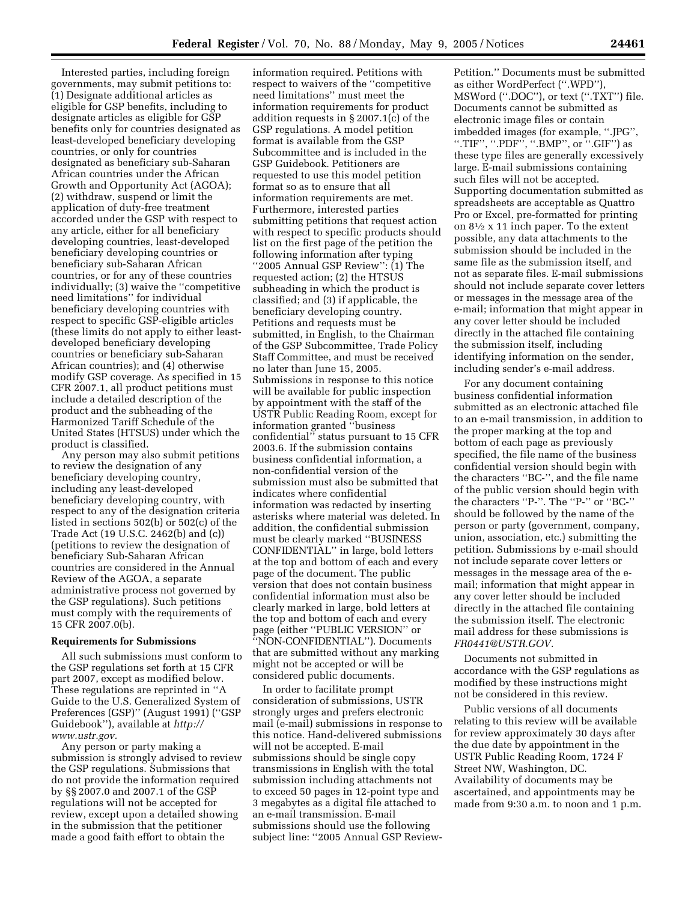Interested parties, including foreign governments, may submit petitions to: (1) Designate additional articles as eligible for GSP benefits, including to designate articles as eligible for GSP benefits only for countries designated as least-developed beneficiary developing countries, or only for countries designated as beneficiary sub-Saharan African countries under the African Growth and Opportunity Act (AGOA); (2) withdraw, suspend or limit the application of duty-free treatment accorded under the GSP with respect to any article, either for all beneficiary developing countries, least-developed beneficiary developing countries or beneficiary sub-Saharan African countries, or for any of these countries individually; (3) waive the ''competitive need limitations'' for individual beneficiary developing countries with respect to specific GSP-eligible articles (these limits do not apply to either least-developed beneficiary developing countries or beneficiary sub-Saharan African countries); and (4) otherwise modify GSP coverage. As specified in 15 CFR 2007.1, all product petitions must include a detailed description of the product and the subheading of the Harmonized Tariff Schedule of the United States (HTSUS) under which the product is classified.

Any person may also submit petitions to review the designation of any beneficiary developing country, including any least-developed beneficiary developing country, with respect to any of the designation criteria listed in sections 502(b) or 502(c) of the Trade Act (19 U.S.C. 2462(b) and (c)) (petitions to review the designation of beneficiary Sub-Saharan African countries are considered in the Annual Review of the AGOA, a separate administrative process not governed by the GSP regulations). Such petitions must comply with the requirements of 15 CFR 2007.0(b).

**Requirements for Submissions**

All such submissions must conform to the GSP regulations set forth at 15 CFR part 2007, except as modified below. These regulations are reprinted in ''A Guide to the U.S. Generalized System of Preferences (GSP)'' (August 1991) (''GSP Guidebook''), available at *http://www.ustr.gov.*

Any person or party making a submission is strongly advised to review the GSP regulations. Submissions that do not provide the information required by §§ 2007.0 and 2007.1 of the GSP regulations will not be accepted for review, except upon a detailed showing in the submission that the petitioner made a good faith effort to obtain the information required. Petitions with respect to waivers of the ''competitive need limitations'' must meet the information requirements for product addition requests in § 2007.1(c) of the GSP regulations. A model petition format is available from the GSP Subcommittee and is included in the GSP Guidebook. Petitioners are requested to use this model petition format so as to ensure that all information requirements are met. Furthermore, interested parties submitting petitions that request action with respect to specific products should list on the first page of the petition the following information after typing ''2005 Annual GSP Review'': (1) The requested action; (2) the HTSUS subheading in which the product is classified; and (3) if applicable, the beneficiary developing country. Petitions and requests must be submitted, in English, to the Chairman of the GSP Subcommittee, Trade Policy Staff Committee, and must be received no later than June 15, 2005. Submissions in response to this notice will be available for public inspection by appointment with the staff of the USTR Public Reading Room, except for information granted ''business confidential'' status pursuant to 15 CFR 2003.6. If the submission contains business confidential information, a non-confidential version of the submission must also be submitted that indicates where confidential information was redacted by inserting asterisks where material was deleted. In addition, the confidential submission must be clearly marked ''BUSINESS CONFIDENTIAL'' in large, bold letters at the top and bottom of each and every page of the document. The public version that does not contain business confidential information must also be clearly marked in large, bold letters at the top and bottom of each and every page (either ''PUBLIC VERSION'' or ''NON-CONFIDENTIAL''). Documents that are submitted without any marking might not be accepted or will be considered public documents.

In order to facilitate prompt consideration of submissions, USTR strongly urges and prefers electronic mail (e-mail) submissions in response to this notice. Hand-delivered submissions will not be accepted. E-mail submissions should be single copy transmissions in English with the total submission including attachments not to exceed 50 pages in 12-point type and 3 megabytes as a digital file attached to an e-mail transmission. E-mail submissions should use the following subject line: ''2005 Annual GSP Review-Petition.'' Documents must be submitted as either WordPerfect (''.WPD''), MSWord (''.DOC''), or text (''.TXT'') file. Documents cannot be submitted as electronic image files or contain imbedded images (for example, ''.JPG'', ''.TIF'', ''.PDF'', ''.BMP'', or ''.GIF'') as these type files are generally excessively large. E-mail submissions containing such files will not be accepted. Supporting documentation submitted as spreadsheets are acceptable as Quattro Pro or Excel, pre-formatted for printing on 8½ x 11 inch paper. To the extent possible, any data attachments to the submission should be included in the same file as the submission itself, and not as separate files. E-mail submissions should not include separate cover letters or messages in the message area of the e-mail; information that might appear in any cover letter should be included directly in the attached file containing the submission itself, including identifying information on the sender, including sender's e-mail address.

For any document containing business confidential information submitted as an electronic attached file to an e-mail transmission, in addition to the proper marking at the top and bottom of each page as previously specified, the file name of the business confidential version should begin with the characters ''BC-'', and the file name of the public version should begin with the characters ''P-''. The ''P-'' or ''BC-'' should be followed by the name of the person or party (government, company, union, association, etc.) submitting the petition. Submissions by e-mail should not include separate cover letters or messages in the message area of the e-mail; information that might appear in any cover letter should be included directly in the attached file containing the submission itself. The electronic mail address for these submissions is *FR0441@USTR.GOV.*

Documents not submitted in accordance with the GSP regulations as modified by these instructions might not be considered in this review.

Public versions of all documents relating to this review will be available for review approximately 30 days after the due date by appointment in the USTR Public Reading Room, 1724 F Street NW, Washington, DC. Availability of documents may be ascertained, and appointments may be made from 9:30 a.m. to noon and 1 p.m.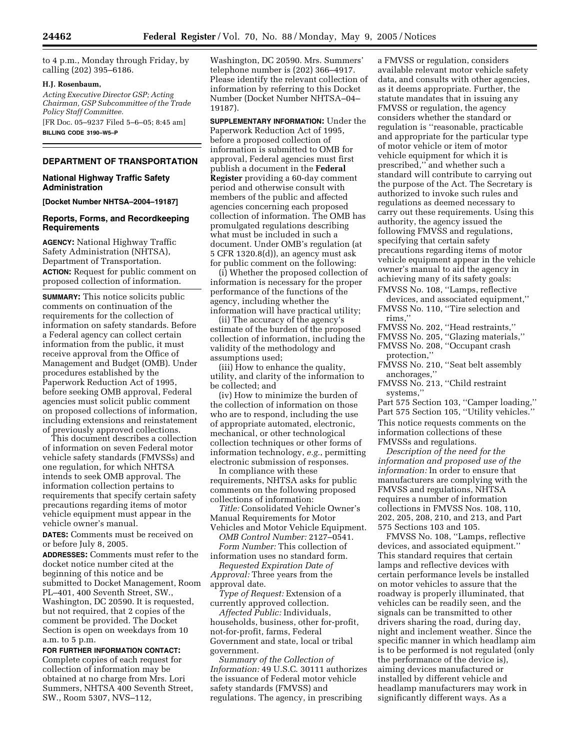to 4 p.m., Monday through Friday, by calling (202) 395–6186.

**H.J. Rosenbaum,**

*Acting Executive Director GSP; Acting Chairman, GSP Subcommittee of the Trade Policy Staff Committee.*

[FR Doc. 05–9237 Filed 5–6–05; 8:45 am]

**BILLING CODE 3190–W5–P**

## DEPARTMENT OF TRANSPORTATION

### National Highway Traffic Safety Administration

**[Docket Number NHTSA–2004–19187]**

### Reports, Forms, and Recordkeeping Requirements

**AGENCY:** National Highway Traffic Safety Administration (NHTSA), Department of Transportation.

**ACTION:** Request for public comment on proposed collection of information.

**SUMMARY:** This notice solicits public comments on continuation of the requirements for the collection of information on safety standards. Before a Federal agency can collect certain information from the public, it must receive approval from the Office of Management and Budget (OMB). Under procedures established by the Paperwork Reduction Act of 1995, before seeking OMB approval, Federal agencies must solicit public comment on proposed collections of information, including extensions and reinstatement of previously approved collections.

This document describes a collection of information on seven Federal motor vehicle safety standards (FMVSSs) and one regulation, for which NHTSA intends to seek OMB approval. The information collection pertains to requirements that specify certain safety precautions regarding items of motor vehicle equipment must appear in the vehicle owner's manual.

**DATES:** Comments must be received on or before July 8, 2005.

**ADDRESSES:** Comments must refer to the docket notice number cited at the beginning of this notice and be submitted to Docket Management, Room PL–401, 400 Seventh Street, SW., Washington, DC 20590. It is requested, but not required, that 2 copies of the comment be provided. The Docket Section is open on weekdays from 10 a.m. to 5 p.m.

**FOR FURTHER INFORMATION CONTACT:** Complete copies of each request for collection of information may be obtained at no charge from Mrs. Lori Summers, NHTSA 400 Seventh Street, SW., Room 5307, NVS–112, Washington, DC 20590. Mrs. Summers' telephone number is (202) 366–4917. Please identify the relevant collection of information by referring to this Docket Number (Docket Number NHTSA–04–19187).

**SUPPLEMENTARY INFORMATION:** Under the Paperwork Reduction Act of 1995, before a proposed collection of information is submitted to OMB for approval, Federal agencies must first publish a document in the **Federal Register** providing a 60-day comment period and otherwise consult with members of the public and affected agencies concerning each proposed collection of information. The OMB has promulgated regulations describing what must be included in such a document. Under OMB's regulation (at 5 CFR 1320.8(d)), an agency must ask for public comment on the following:

(i) Whether the proposed collection of information is necessary for the proper performance of the functions of the agency, including whether the information will have practical utility;

(ii) The accuracy of the agency's estimate of the burden of the proposed collection of information, including the validity of the methodology and assumptions used;

(iii) How to enhance the quality, utility, and clarity of the information to be collected; and

(iv) How to minimize the burden of the collection of information on those who are to respond, including the use of appropriate automated, electronic, mechanical, or other technological collection techniques or other forms of information technology, *e.g.*, permitting electronic submission of responses.

In compliance with these requirements, NHTSA asks for public comments on the following proposed collections of information:

*Title:* Consolidated Vehicle Owner's Manual Requirements for Motor Vehicles and Motor Vehicle Equipment.

*OMB Control Number:* 2127–0541.

*Form Number:* This collection of information uses no standard form.

*Requested Expiration Date of Approval:* Three years from the approval date.

*Type of Request:* Extension of a currently approved collection.

*Affected Public:* Individuals, households, business, other for-profit, not-for-profit, farms, Federal Government and state, local or tribal government.

*Summary of the Collection of Information:* 49 U.S.C. 30111 authorizes the issuance of Federal motor vehicle safety standards (FMVSS) and regulations. The agency, in prescribing a FMVSS or regulation, considers available relevant motor vehicle safety data, and consults with other agencies, as it deems appropriate. Further, the statute mandates that in issuing any FMVSS or regulation, the agency considers whether the standard or regulation is ''reasonable, practicable and appropriate for the particular type of motor vehicle or item of motor vehicle equipment for which it is prescribed,'' and whether such a standard will contribute to carrying out the purpose of the Act. The Secretary is authorized to invoke such rules and regulations as deemed necessary to carry out these requirements. Using this authority, the agency issued the following FMVSS and regulations, specifying that certain safety precautions regarding items of motor vehicle equipment appear in the vehicle owner's manual to aid the agency in achieving many of its safety goals:

FMVSS No. 108, ''Lamps, reflective devices, and associated equipment,''
FMVSS No. 110, ''Tire selection and rims,''
FMVSS No. 202, ''Head restraints,''
FMVSS No. 205, ''Glazing materials,''
FMVSS No. 208, ''Occupant crash protection,''
FMVSS No. 210, ''Seat belt assembly anchorages,''
FMVSS No. 213, ''Child restraint systems,''
Part 575 Section 103, ''Camper loading,''
Part 575 Section 105, ''Utility vehicles.''

This notice requests comments on the information collections of these FMVSSs and regulations.

*Description of the need for the information and proposed use of the information:* In order to ensure that manufacturers are complying with the FMVSS and regulations, NHTSA requires a number of information collections in FMVSS Nos. 108, 110, 202, 205, 208, 210, and 213, and Part 575 Sections 103 and 105.

FMVSS No. 108, ''Lamps, reflective devices, and associated equipment.'' This standard requires that certain lamps and reflective devices with certain performance levels be installed on motor vehicles to assure that the roadway is properly illuminated, that vehicles can be readily seen, and the signals can be transmitted to other drivers sharing the road, during day, night and inclement weather. Since the specific manner in which headlamp aim is to be performed is not regulated (only the performance of the device is), aiming devices manufactured or installed by different vehicle and headlamp manufacturers may work in significantly different ways. As a